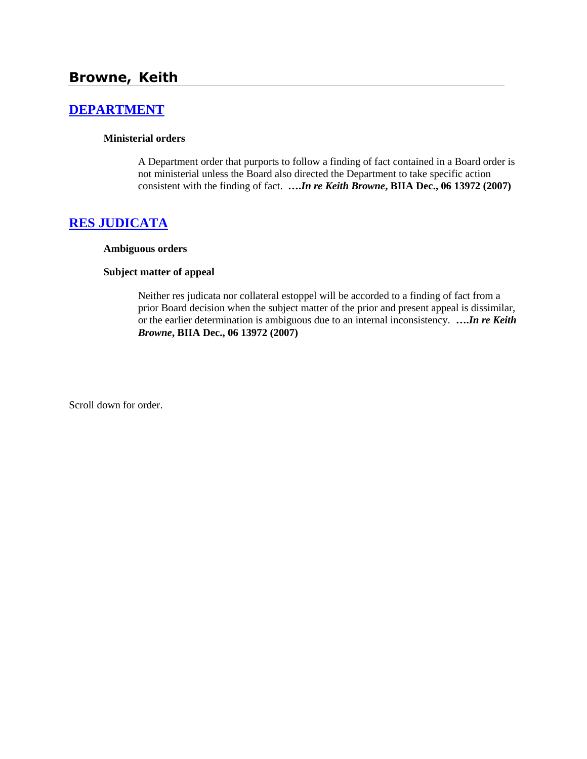# Browne, Keith

## DEPARTMENT

### Ministerial orders

A Department order that purports to follow a finding of fact contained in a Board order is not ministerial unless the Board also directed the Department to take specific action consistent with the finding of fact. **….*In re Keith Browne*, BIIA Dec., 06 13972 (2007)**

## RES JUDICATA

### Ambiguous orders

### Subject matter of appeal

Neither res judicata nor collateral estoppel will be accorded to a finding of fact from a prior Board decision when the subject matter of the prior and present appeal is dissimilar, or the earlier determination is ambiguous due to an internal inconsistency. **….*In re Keith Browne*, BIIA Dec., 06 13972 (2007)**

Scroll down for order.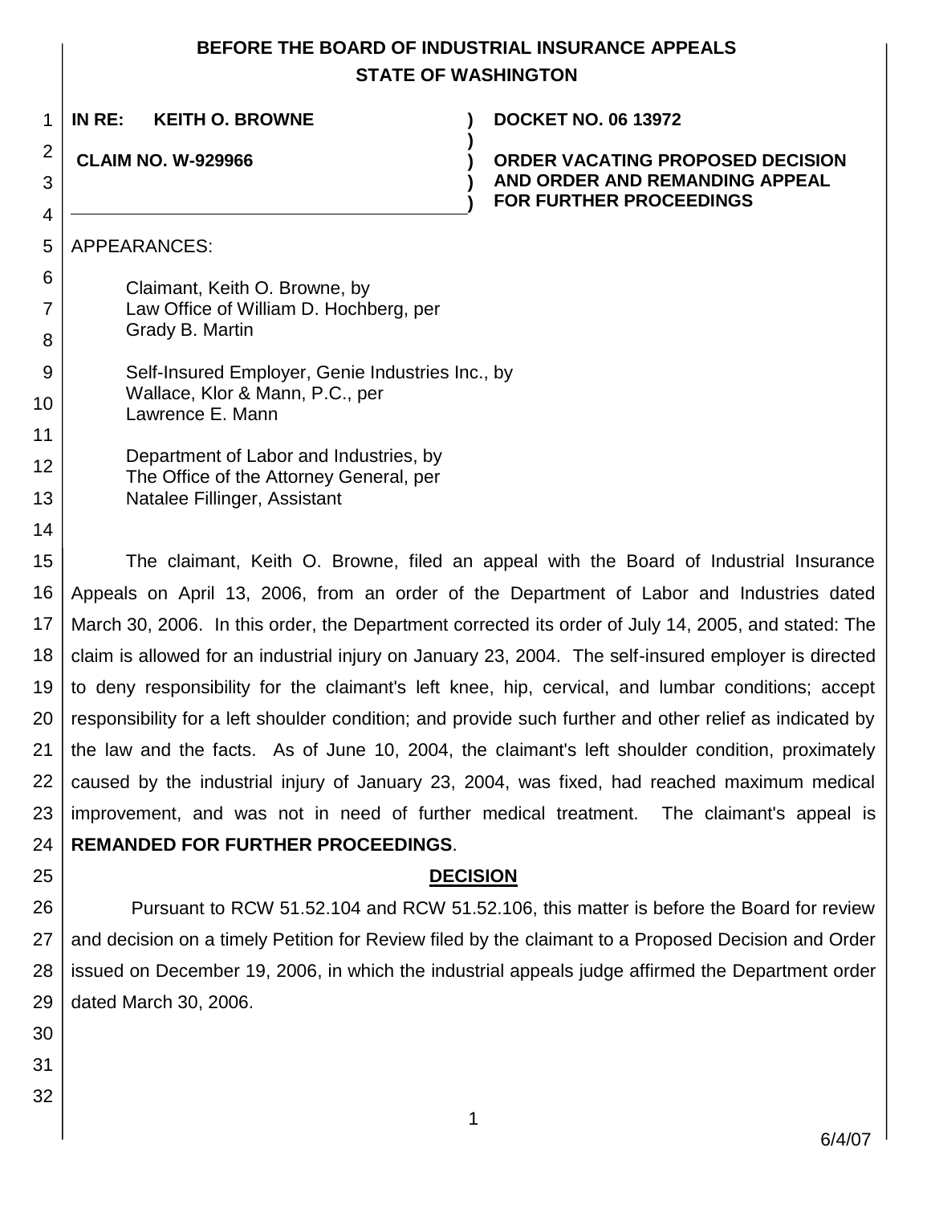# BEFORE THE BOARD OF INDUSTRIAL INSURANCE APPEALS
## STATE OF WASHINGTON

**IN RE: KEITH O. BROWNE** ) **DOCKET NO. 06 13972**

**CLAIM NO. W-929966** ) **ORDER VACATING PROPOSED DECISION AND ORDER AND REMANDING APPEAL FOR FURTHER PROCEEDINGS**

APPEARANCES:

Claimant, Keith O. Browne, by
Law Office of William D. Hochberg, per
Grady B. Martin

Self-Insured Employer, Genie Industries Inc., by
Wallace, Klor & Mann, P.C., per
Lawrence E. Mann

Department of Labor and Industries, by
The Office of the Attorney General, per
Natalee Fillinger, Assistant

The claimant, Keith O. Browne, filed an appeal with the Board of Industrial Insurance Appeals on April 13, 2006, from an order of the Department of Labor and Industries dated March 30, 2006. In this order, the Department corrected its order of July 14, 2005, and stated: The claim is allowed for an industrial injury on January 23, 2004. The self-insured employer is directed to deny responsibility for the claimant's left knee, hip, cervical, and lumbar conditions; accept responsibility for a left shoulder condition; and provide such further and other relief as indicated by the law and the facts. As of June 10, 2004, the claimant's left shoulder condition, proximately caused by the industrial injury of January 23, 2004, was fixed, had reached maximum medical improvement, and was not in need of further medical treatment. The claimant's appeal is **REMANDED FOR FURTHER PROCEEDINGS**.

## DECISION

Pursuant to RCW 51.52.104 and RCW 51.52.106, this matter is before the Board for review and decision on a timely Petition for Review filed by the claimant to a Proposed Decision and Order issued on December 19, 2006, in which the industrial appeals judge affirmed the Department order dated March 30, 2006.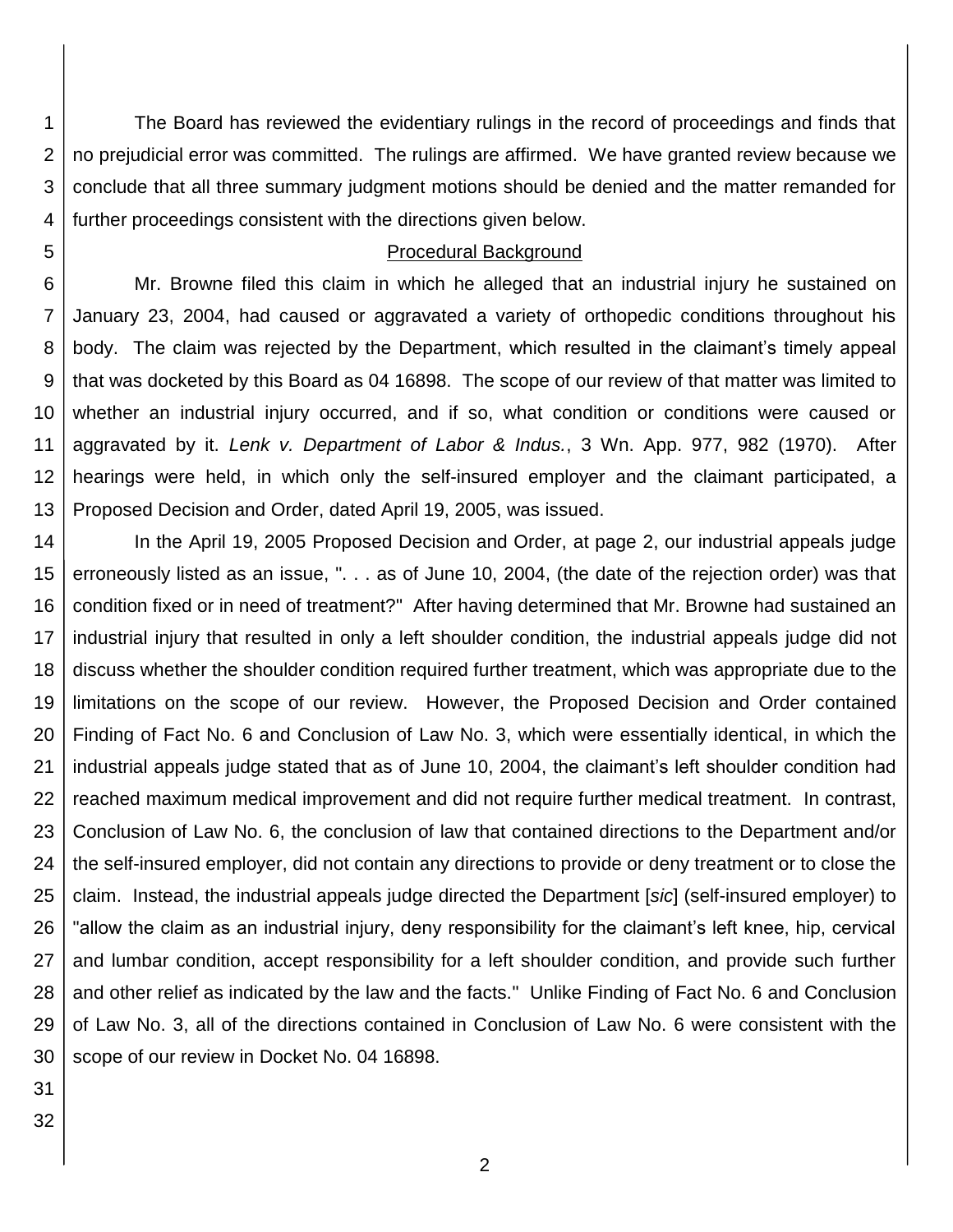The Board has reviewed the evidentiary rulings in the record of proceedings and finds that no prejudicial error was committed. The rulings are affirmed. We have granted review because we conclude that all three summary judgment motions should be denied and the matter remanded for further proceedings consistent with the directions given below.

## Procedural Background

Mr. Browne filed this claim in which he alleged that an industrial injury he sustained on January 23, 2004, had caused or aggravated a variety of orthopedic conditions throughout his body. The claim was rejected by the Department, which resulted in the claimant's timely appeal that was docketed by this Board as 04 16898. The scope of our review of that matter was limited to whether an industrial injury occurred, and if so, what condition or conditions were caused or aggravated by it. *Lenk v. Department of Labor & Indus.*, 3 Wn. App. 977, 982 (1970). After hearings were held, in which only the self-insured employer and the claimant participated, a Proposed Decision and Order, dated April 19, 2005, was issued.

In the April 19, 2005 Proposed Decision and Order, at page 2, our industrial appeals judge erroneously listed as an issue, ". . . as of June 10, 2004, (the date of the rejection order) was that condition fixed or in need of treatment?" After having determined that Mr. Browne had sustained an industrial injury that resulted in only a left shoulder condition, the industrial appeals judge did not discuss whether the shoulder condition required further treatment, which was appropriate due to the limitations on the scope of our review. However, the Proposed Decision and Order contained Finding of Fact No. 6 and Conclusion of Law No. 3, which were essentially identical, in which the industrial appeals judge stated that as of June 10, 2004, the claimant's left shoulder condition had reached maximum medical improvement and did not require further medical treatment. In contrast, Conclusion of Law No. 6, the conclusion of law that contained directions to the Department and/or the self-insured employer, did not contain any directions to provide or deny treatment or to close the claim. Instead, the industrial appeals judge directed the Department [*sic*] (self-insured employer) to "allow the claim as an industrial injury, deny responsibility for the claimant's left knee, hip, cervical and lumbar condition, accept responsibility for a left shoulder condition, and provide such further and other relief as indicated by the law and the facts." Unlike Finding of Fact No. 6 and Conclusion of Law No. 3, all of the directions contained in Conclusion of Law No. 6 were consistent with the scope of our review in Docket No. 04 16898.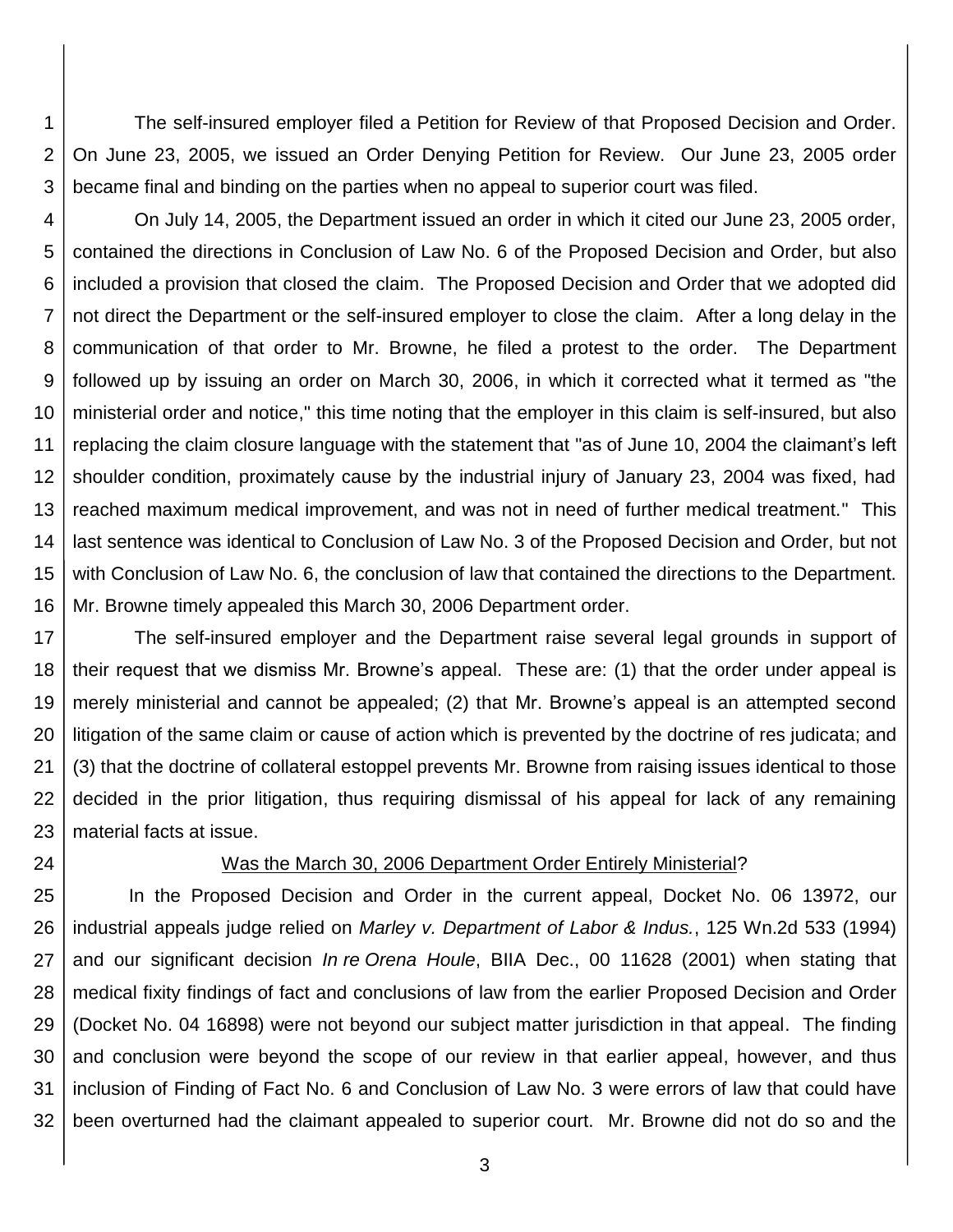The self-insured employer filed a Petition for Review of that Proposed Decision and Order. On June 23, 2005, we issued an Order Denying Petition for Review. Our June 23, 2005 order became final and binding on the parties when no appeal to superior court was filed.

On July 14, 2005, the Department issued an order in which it cited our June 23, 2005 order, contained the directions in Conclusion of Law No. 6 of the Proposed Decision and Order, but also included a provision that closed the claim. The Proposed Decision and Order that we adopted did not direct the Department or the self-insured employer to close the claim. After a long delay in the communication of that order to Mr. Browne, he filed a protest to the order. The Department followed up by issuing an order on March 30, 2006, in which it corrected what it termed as "the ministerial order and notice," this time noting that the employer in this claim is self-insured, but also replacing the claim closure language with the statement that "as of June 10, 2004 the claimant's left shoulder condition, proximately cause by the industrial injury of January 23, 2004 was fixed, had reached maximum medical improvement, and was not in need of further medical treatment." This last sentence was identical to Conclusion of Law No. 3 of the Proposed Decision and Order, but not with Conclusion of Law No. 6, the conclusion of law that contained the directions to the Department. Mr. Browne timely appealed this March 30, 2006 Department order.

The self-insured employer and the Department raise several legal grounds in support of their request that we dismiss Mr. Browne's appeal. These are: (1) that the order under appeal is merely ministerial and cannot be appealed; (2) that Mr. Browne's appeal is an attempted second litigation of the same claim or cause of action which is prevented by the doctrine of res judicata; and (3) that the doctrine of collateral estoppel prevents Mr. Browne from raising issues identical to those decided in the prior litigation, thus requiring dismissal of his appeal for lack of any remaining material facts at issue.

Was the March 30, 2006 Department Order Entirely Ministerial?

In the Proposed Decision and Order in the current appeal, Docket No. 06 13972, our industrial appeals judge relied on *Marley v. Department of Labor & Indus.*, 125 Wn.2d 533 (1994) and our significant decision *In re Orena Houle*, BIIA Dec., 00 11628 (2001) when stating that medical fixity findings of fact and conclusions of law from the earlier Proposed Decision and Order (Docket No. 04 16898) were not beyond our subject matter jurisdiction in that appeal. The finding and conclusion were beyond the scope of our review in that earlier appeal, however, and thus inclusion of Finding of Fact No. 6 and Conclusion of Law No. 3 were errors of law that could have been overturned had the claimant appealed to superior court. Mr. Browne did not do so and the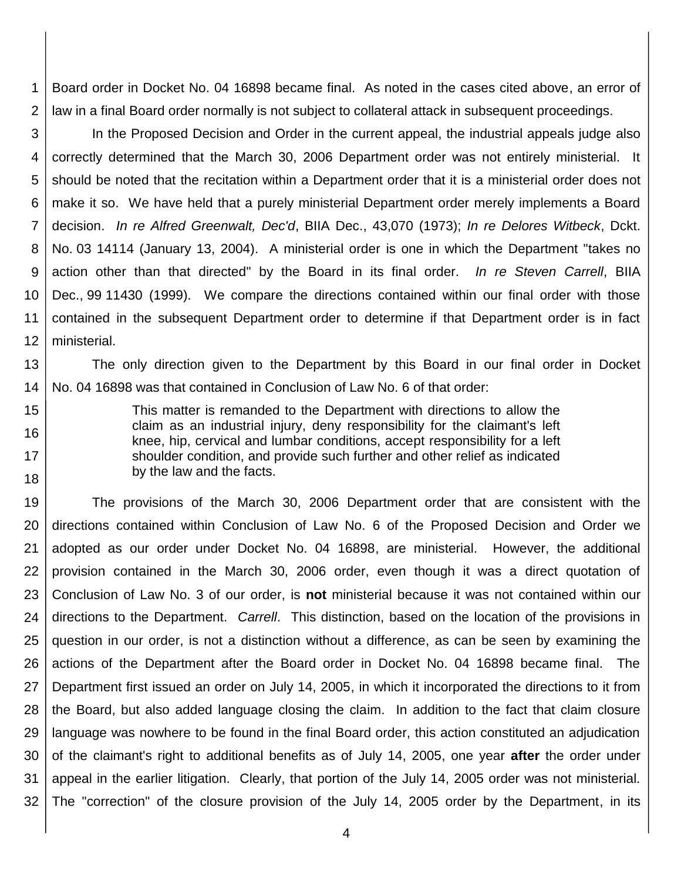Board order in Docket No. 04 16898 became final. As noted in the cases cited above, an error of law in a final Board order normally is not subject to collateral attack in subsequent proceedings.

In the Proposed Decision and Order in the current appeal, the industrial appeals judge also correctly determined that the March 30, 2006 Department order was not entirely ministerial. It should be noted that the recitation within a Department order that it is a ministerial order does not make it so. We have held that a purely ministerial Department order merely implements a Board decision. *In re Alfred Greenwalt, Dec'd*, BIIA Dec., 43,070 (1973); *In re Delores Witbeck*, Dckt. No. 03 14114 (January 13, 2004). A ministerial order is one in which the Department "takes no action other than that directed" by the Board in its final order. *In re Steven Carrell*, BIIA Dec., 99 11430 (1999). We compare the directions contained within our final order with those contained in the subsequent Department order to determine if that Department order is in fact ministerial.

The only direction given to the Department by this Board in our final order in Docket No. 04 16898 was that contained in Conclusion of Law No. 6 of that order:

> This matter is remanded to the Department with directions to allow the claim as an industrial injury, deny responsibility for the claimant's left knee, hip, cervical and lumbar conditions, accept responsibility for a left shoulder condition, and provide such further and other relief as indicated by the law and the facts.

The provisions of the March 30, 2006 Department order that are consistent with the directions contained within Conclusion of Law No. 6 of the Proposed Decision and Order we adopted as our order under Docket No. 04 16898, are ministerial. However, the additional provision contained in the March 30, 2006 order, even though it was a direct quotation of Conclusion of Law No. 3 of our order, is **not** ministerial because it was not contained within our directions to the Department. *Carrell*. This distinction, based on the location of the provisions in question in our order, is not a distinction without a difference, as can be seen by examining the actions of the Department after the Board order in Docket No. 04 16898 became final. The Department first issued an order on July 14, 2005, in which it incorporated the directions to it from the Board, but also added language closing the claim. In addition to the fact that claim closure language was nowhere to be found in the final Board order, this action constituted an adjudication of the claimant's right to additional benefits as of July 14, 2005, one year **after** the order under appeal in the earlier litigation. Clearly, that portion of the July 14, 2005 order was not ministerial. The "correction" of the closure provision of the July 14, 2005 order by the Department, in its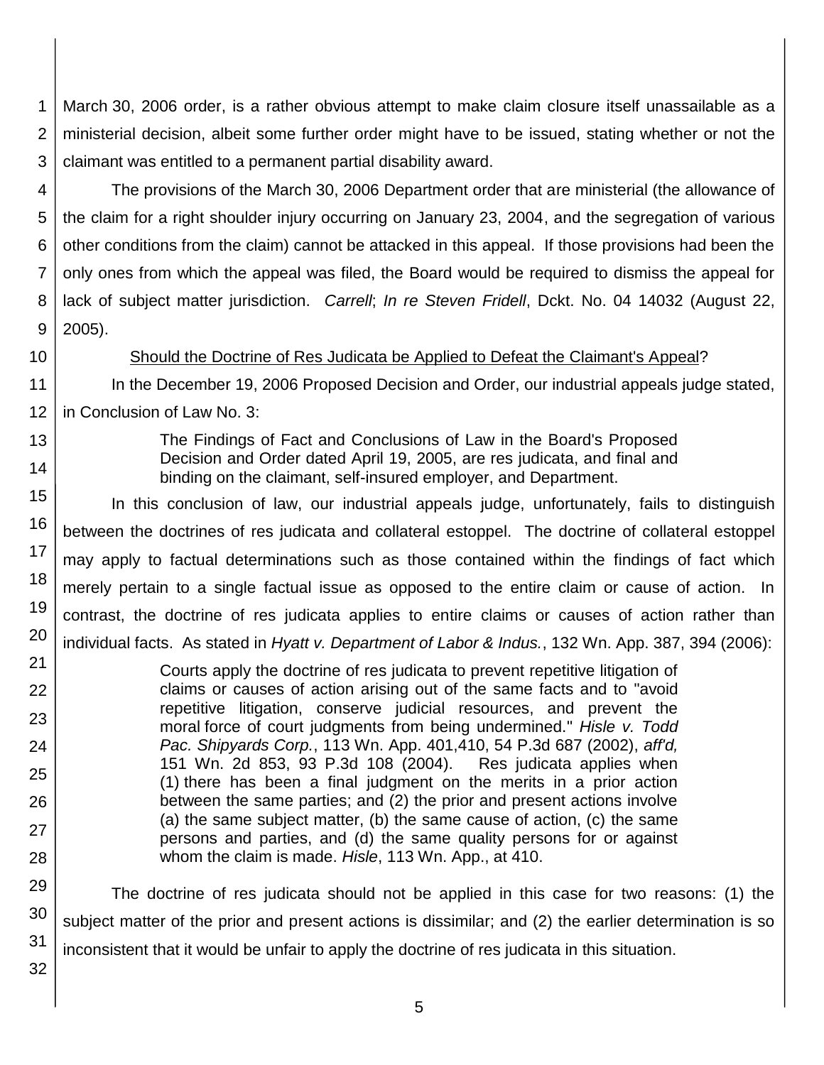March 30, 2006 order, is a rather obvious attempt to make claim closure itself unassailable as a ministerial decision, albeit some further order might have to be issued, stating whether or not the claimant was entitled to a permanent partial disability award.

The provisions of the March 30, 2006 Department order that are ministerial (the allowance of the claim for a right shoulder injury occurring on January 23, 2004, and the segregation of various other conditions from the claim) cannot be attacked in this appeal. If those provisions had been the only ones from which the appeal was filed, the Board would be required to dismiss the appeal for lack of subject matter jurisdiction. *Carrell*; *In re Steven Fridell*, Dckt. No. 04 14032 (August 22, 2005).

Should the Doctrine of Res Judicata be Applied to Defeat the Claimant's Appeal?

In the December 19, 2006 Proposed Decision and Order, our industrial appeals judge stated, in Conclusion of Law No. 3:

> The Findings of Fact and Conclusions of Law in the Board's Proposed Decision and Order dated April 19, 2005, are res judicata, and final and binding on the claimant, self-insured employer, and Department.

In this conclusion of law, our industrial appeals judge, unfortunately, fails to distinguish between the doctrines of res judicata and collateral estoppel. The doctrine of collateral estoppel may apply to factual determinations such as those contained within the findings of fact which merely pertain to a single factual issue as opposed to the entire claim or cause of action. In contrast, the doctrine of res judicata applies to entire claims or causes of action rather than individual facts. As stated in *Hyatt v. Department of Labor & Indus.*, 132 Wn. App. 387, 394 (2006):

> Courts apply the doctrine of res judicata to prevent repetitive litigation of claims or causes of action arising out of the same facts and to "avoid repetitive litigation, conserve judicial resources, and prevent the moral force of court judgments from being undermined." *Hisle v. Todd Pac. Shipyards Corp.*, 113 Wn. App. 401,410, 54 P.3d 687 (2002), *aff'd,* 151 Wn. 2d 853, 93 P.3d 108 (2004). Res judicata applies when (1) there has been a final judgment on the merits in a prior action between the same parties; and (2) the prior and present actions involve (a) the same subject matter, (b) the same cause of action, (c) the same persons and parties, and (d) the same quality persons for or against whom the claim is made. *Hisle*, 113 Wn. App., at 410.

The doctrine of res judicata should not be applied in this case for two reasons: (1) the subject matter of the prior and present actions is dissimilar; and (2) the earlier determination is so inconsistent that it would be unfair to apply the doctrine of res judicata in this situation.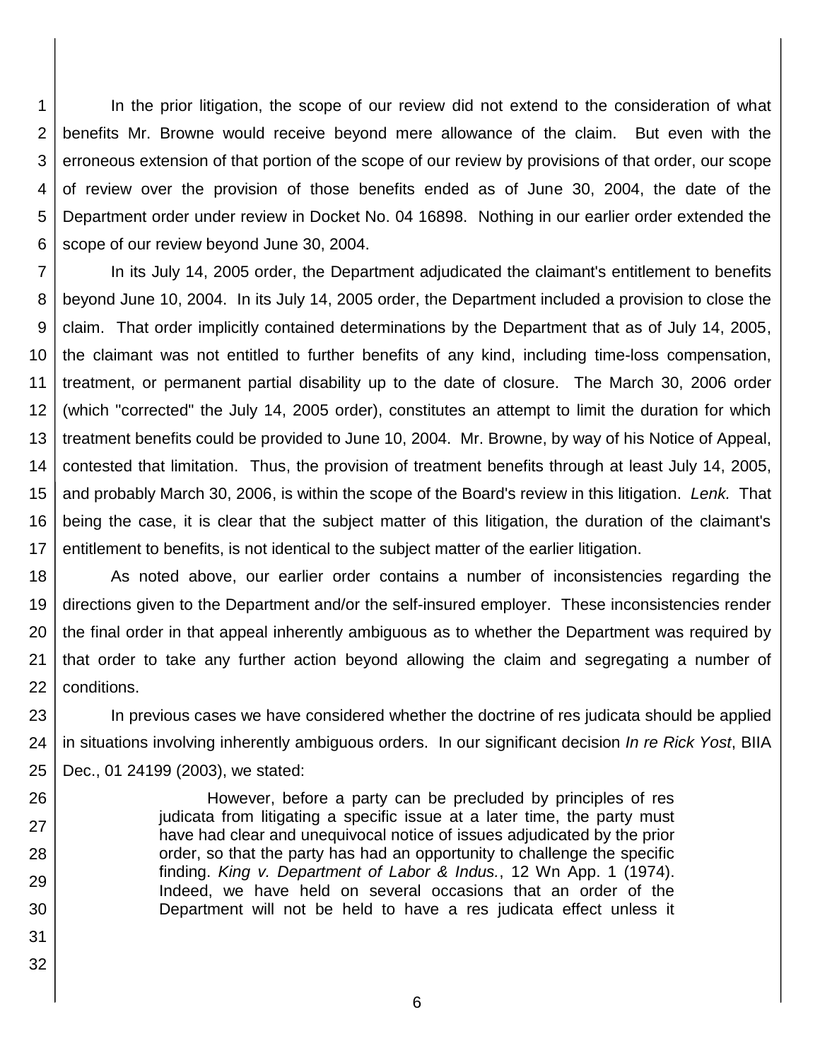In the prior litigation, the scope of our review did not extend to the consideration of what benefits Mr. Browne would receive beyond mere allowance of the claim. But even with the erroneous extension of that portion of the scope of our review by provisions of that order, our scope of review over the provision of those benefits ended as of June 30, 2004, the date of the Department order under review in Docket No. 04 16898. Nothing in our earlier order extended the scope of our review beyond June 30, 2004.

In its July 14, 2005 order, the Department adjudicated the claimant's entitlement to benefits beyond June 10, 2004. In its July 14, 2005 order, the Department included a provision to close the claim. That order implicitly contained determinations by the Department that as of July 14, 2005, the claimant was not entitled to further benefits of any kind, including time-loss compensation, treatment, or permanent partial disability up to the date of closure. The March 30, 2006 order (which "corrected" the July 14, 2005 order), constitutes an attempt to limit the duration for which treatment benefits could be provided to June 10, 2004. Mr. Browne, by way of his Notice of Appeal, contested that limitation. Thus, the provision of treatment benefits through at least July 14, 2005, and probably March 30, 2006, is within the scope of the Board's review in this litigation. *Lenk.* That being the case, it is clear that the subject matter of this litigation, the duration of the claimant's entitlement to benefits, is not identical to the subject matter of the earlier litigation.

As noted above, our earlier order contains a number of inconsistencies regarding the directions given to the Department and/or the self-insured employer. These inconsistencies render the final order in that appeal inherently ambiguous as to whether the Department was required by that order to take any further action beyond allowing the claim and segregating a number of conditions.

In previous cases we have considered whether the doctrine of res judicata should be applied in situations involving inherently ambiguous orders. In our significant decision *In re Rick Yost*, BIIA Dec., 01 24199 (2003), we stated:

> However, before a party can be precluded by principles of res judicata from litigating a specific issue at a later time, the party must have had clear and unequivocal notice of issues adjudicated by the prior order, so that the party has had an opportunity to challenge the specific finding. *King v. Department of Labor & Indus.*, 12 Wn App. 1 (1974). Indeed, we have held on several occasions that an order of the Department will not be held to have a res judicata effect unless it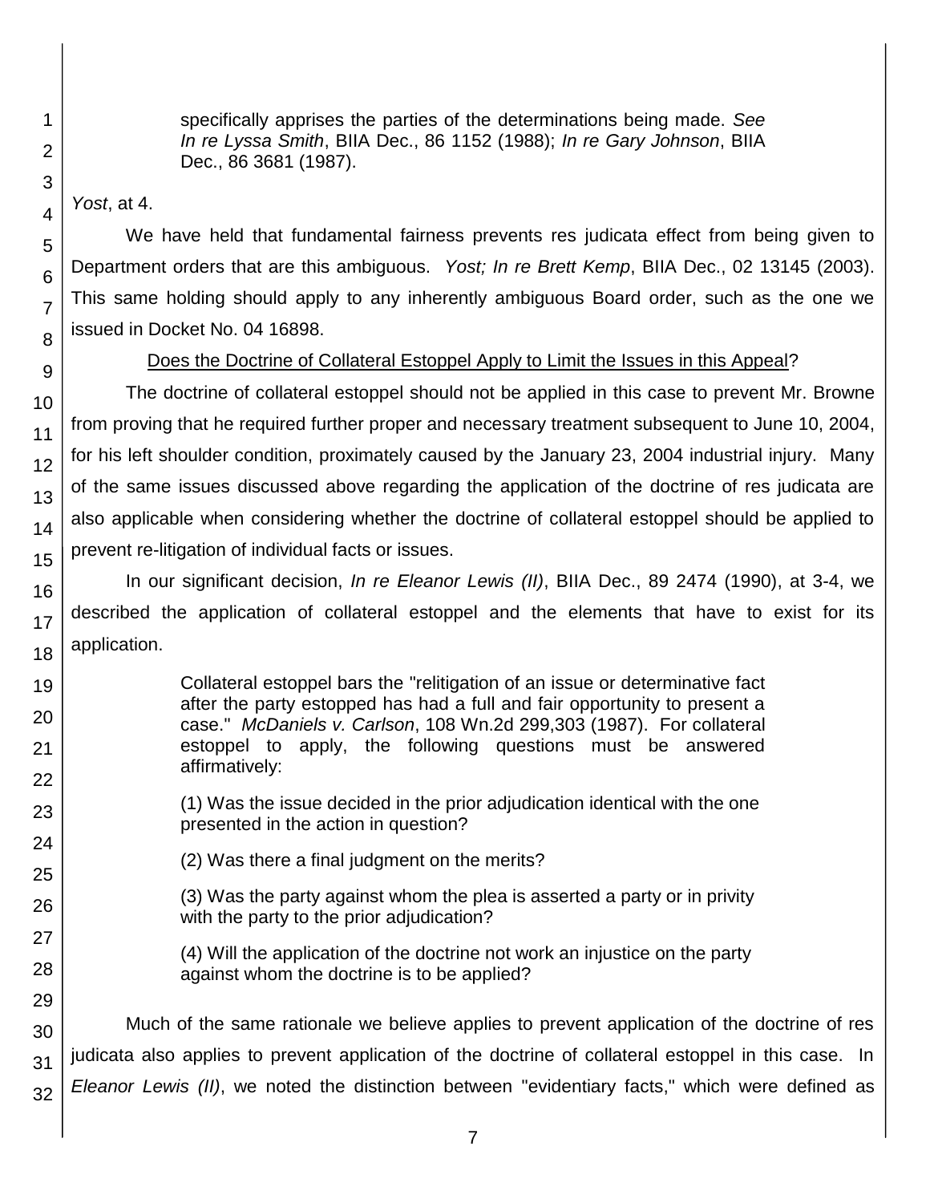> specifically apprises the parties of the determinations being made. *See In re Lyssa Smith*, BIIA Dec., 86 1152 (1988); *In re Gary Johnson*, BIIA Dec., 86 3681 (1987).

*Yost*, at 4.

We have held that fundamental fairness prevents res judicata effect from being given to Department orders that are this ambiguous. *Yost; In re Brett Kemp*, BIIA Dec., 02 13145 (2003). This same holding should apply to any inherently ambiguous Board order, such as the one we issued in Docket No. 04 16898.

<u>Does the Doctrine of Collateral Estoppel Apply to Limit the Issues in this Appeal</u>?

The doctrine of collateral estoppel should not be applied in this case to prevent Mr. Browne from proving that he required further proper and necessary treatment subsequent to June 10, 2004, for his left shoulder condition, proximately caused by the January 23, 2004 industrial injury. Many of the same issues discussed above regarding the application of the doctrine of res judicata are also applicable when considering whether the doctrine of collateral estoppel should be applied to prevent re-litigation of individual facts or issues.

In our significant decision, *In re Eleanor Lewis (II)*, BIIA Dec., 89 2474 (1990), at 3-4, we described the application of collateral estoppel and the elements that have to exist for its application.

> Collateral estoppel bars the "relitigation of an issue or determinative fact after the party estopped has had a full and fair opportunity to present a case." *McDaniels v. Carlson*, 108 Wn.2d 299,303 (1987). For collateral estoppel to apply, the following questions must be answered affirmatively:
>
> (1) Was the issue decided in the prior adjudication identical with the one presented in the action in question?
>
> (2) Was there a final judgment on the merits?
>
> (3) Was the party against whom the plea is asserted a party or in privity with the party to the prior adjudication?
>
> (4) Will the application of the doctrine not work an injustice on the party against whom the doctrine is to be applied?

Much of the same rationale we believe applies to prevent application of the doctrine of res judicata also applies to prevent application of the doctrine of collateral estoppel in this case. In *Eleanor Lewis (II)*, we noted the distinction between "evidentiary facts," which were defined as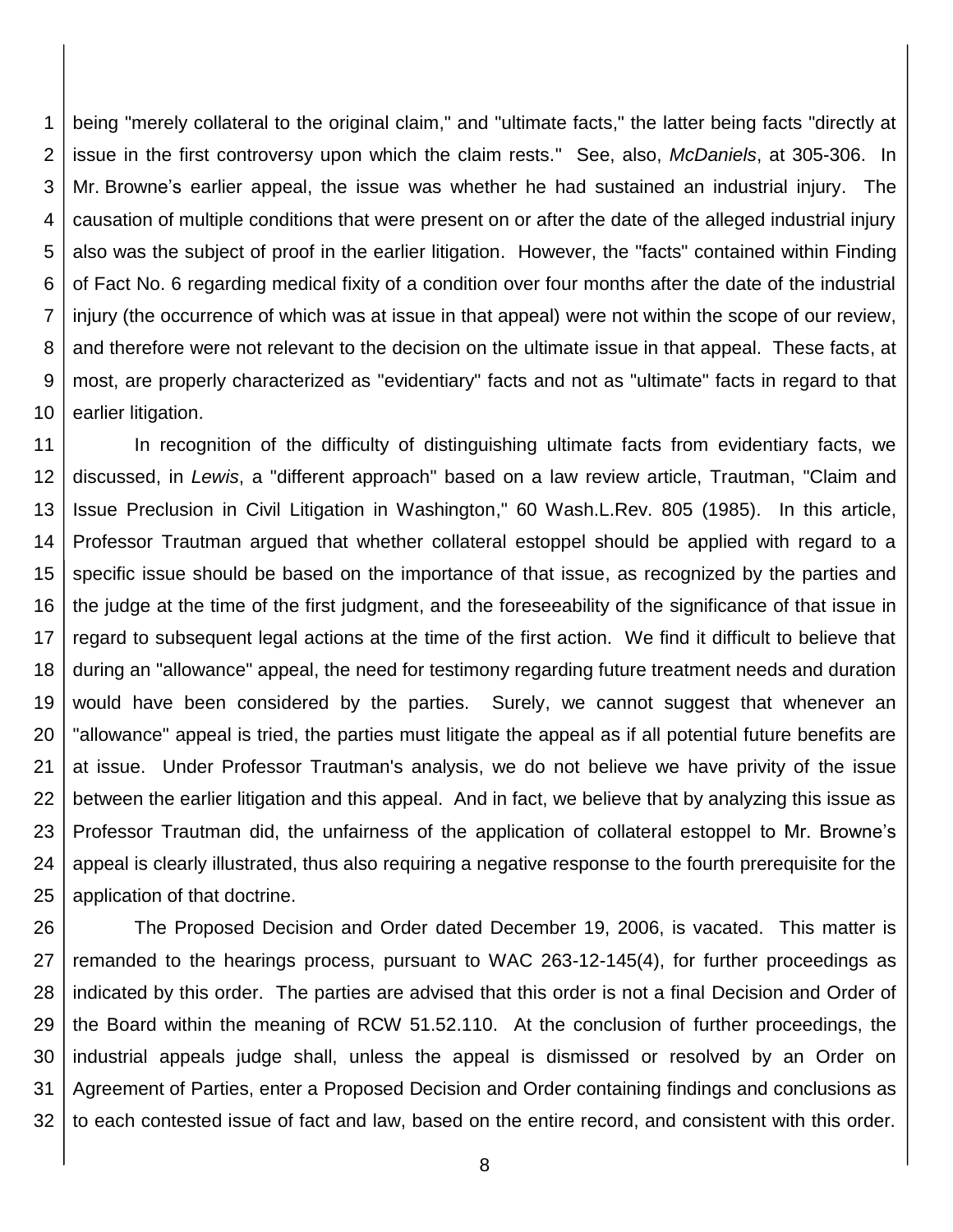being "merely collateral to the original claim," and "ultimate facts," the latter being facts "directly at issue in the first controversy upon which the claim rests." See, also, *McDaniels*, at 305-306. In Mr. Browne's earlier appeal, the issue was whether he had sustained an industrial injury. The causation of multiple conditions that were present on or after the date of the alleged industrial injury also was the subject of proof in the earlier litigation. However, the "facts" contained within Finding of Fact No. 6 regarding medical fixity of a condition over four months after the date of the industrial injury (the occurrence of which was at issue in that appeal) were not within the scope of our review, and therefore were not relevant to the decision on the ultimate issue in that appeal. These facts, at most, are properly characterized as "evidentiary" facts and not as "ultimate" facts in regard to that earlier litigation.

In recognition of the difficulty of distinguishing ultimate facts from evidentiary facts, we discussed, in *Lewis*, a "different approach" based on a law review article, Trautman, "Claim and Issue Preclusion in Civil Litigation in Washington," 60 Wash.L.Rev. 805 (1985). In this article, Professor Trautman argued that whether collateral estoppel should be applied with regard to a specific issue should be based on the importance of that issue, as recognized by the parties and the judge at the time of the first judgment, and the foreseeability of the significance of that issue in regard to subsequent legal actions at the time of the first action. We find it difficult to believe that during an "allowance" appeal, the need for testimony regarding future treatment needs and duration would have been considered by the parties. Surely, we cannot suggest that whenever an "allowance" appeal is tried, the parties must litigate the appeal as if all potential future benefits are at issue. Under Professor Trautman's analysis, we do not believe we have privity of the issue between the earlier litigation and this appeal. And in fact, we believe that by analyzing this issue as Professor Trautman did, the unfairness of the application of collateral estoppel to Mr. Browne's appeal is clearly illustrated, thus also requiring a negative response to the fourth prerequisite for the application of that doctrine.

The Proposed Decision and Order dated December 19, 2006, is vacated. This matter is remanded to the hearings process, pursuant to WAC 263-12-145(4), for further proceedings as indicated by this order. The parties are advised that this order is not a final Decision and Order of the Board within the meaning of RCW 51.52.110. At the conclusion of further proceedings, the industrial appeals judge shall, unless the appeal is dismissed or resolved by an Order on Agreement of Parties, enter a Proposed Decision and Order containing findings and conclusions as to each contested issue of fact and law, based on the entire record, and consistent with this order.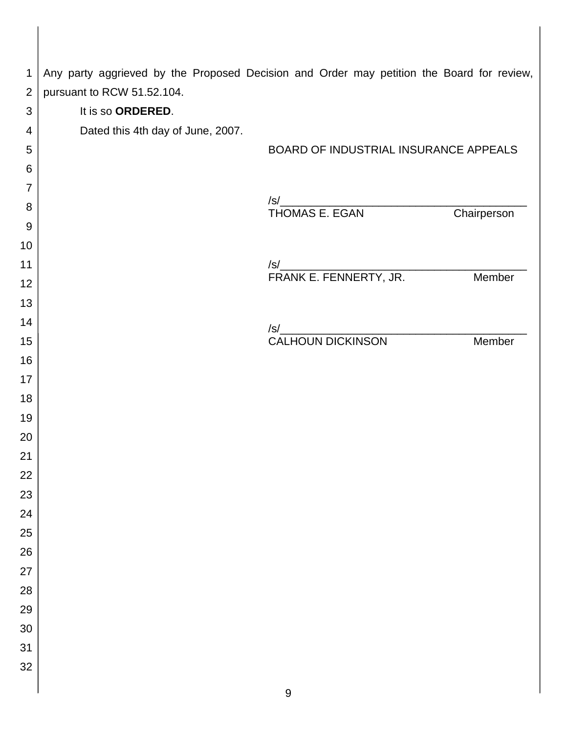Any party aggrieved by the Proposed Decision and Order may petition the Board for review, pursuant to RCW 51.52.104.

It is so **ORDERED**.

Dated this 4th day of June, 2007.

BOARD OF INDUSTRIAL INSURANCE APPEALS

/s/________________________________________
THOMAS E. EGAN Chairperson

/s/________________________________________
FRANK E. FENNERTY, JR. Member

/s/________________________________________
CALHOUN DICKINSON Member